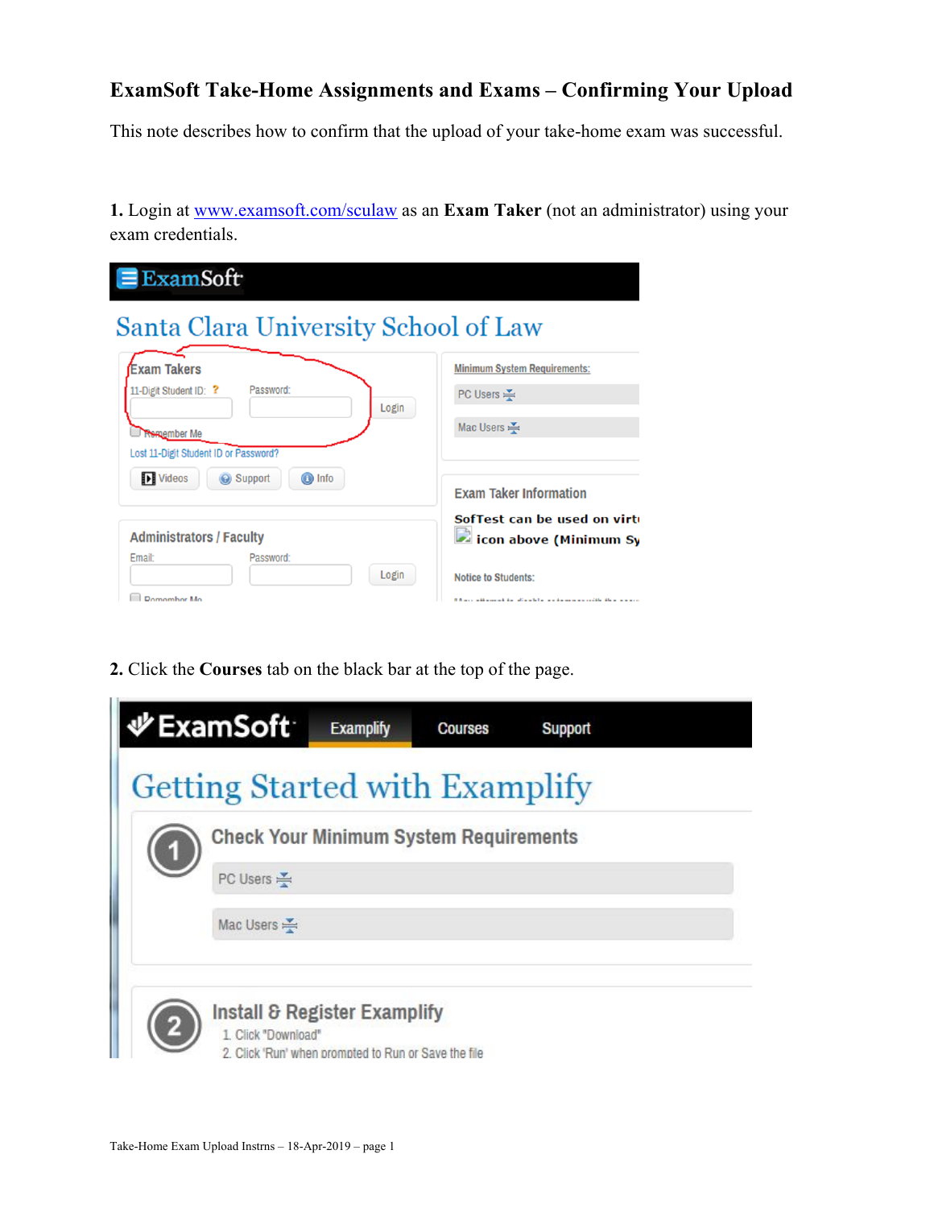# ExamSoft Take-Home Assignments and Exams – Confirming Your Upload

This note describes how to confirm that the upload of your take-home exam was successful.

**1.** Login at [www.examsoft.com/sculaw](http://www.examsoft.com/sculaw) as an **Exam Taker** (not an administrator) using your exam credentials.

**2.** Click the **Courses** tab on the black bar at the top of the page.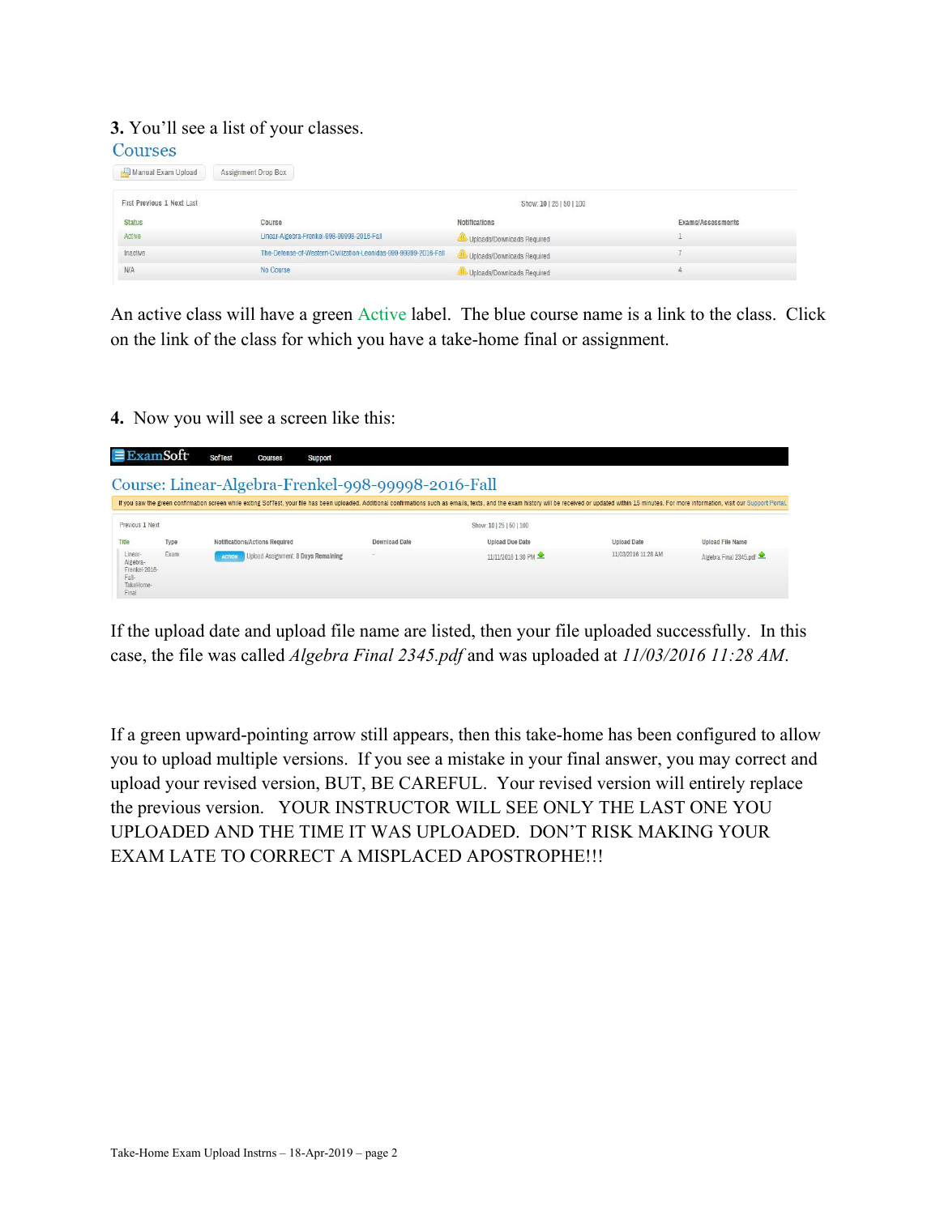**3.** You'll see a list of your classes.

## Courses

Manual Exam Upload | Assignment Drop Box

First Previous 1 Next Last — Show: 10 | 25 | 50 | 100

| Status | Course | Notifications | Exams/Assessments |
|---|---|---|---|
| Active | Linear-Algebra-Frenkel-998-99998-2016-Fall | Uploads/Downloads Required | 1 |
| Inactive | The-Defense-of-Western-Civilization-Leonidas-999-99999-2016-Fall | Uploads/Downloads Required | 7 |
| N/A | No Course | Uploads/Downloads Required | 4 |

An active class will have a green Active label. The blue course name is a link to the class. Click on the link of the class for which you have a take-home final or assignment.

**4.** Now you will see a screen like this:

ExamSoft — SofTest | Courses | Support

## Course: Linear-Algebra-Frenkel-998-99998-2016-Fall

If you saw the green confirmation screen while exiting SofTest, your file has been uploaded. Additional confirmations such as emails, texts, and the exam history will be received or updated within 15 minutes. For more information, visit our Support Portal.

Previous 1 Next — Show: 10 | 25 | 50 | 100

| Title | Type | Notifications/Actions Required | Download Date | Upload Due Date | Upload Date | Upload File Name |
|---|---|---|---|---|---|---|
| Linear-Algebra-Frenkel-2016-Fall-TakeHome-Final | Exam | ACTION Upload Assignment: 8 Days Remaining | - | 11/11/2016 1:30 PM | 11/03/2016 11:28 AM | Algebra Final 2345.pdf |

If the upload date and upload file name are listed, then your file uploaded successfully. In this case, the file was called *Algebra Final 2345.pdf* and was uploaded at *11/03/2016 11:28 AM*.

If a green upward-pointing arrow still appears, then this take-home has been configured to allow you to upload multiple versions. If you see a mistake in your final answer, you may correct and upload your revised version, BUT, BE CAREFUL. Your revised version will entirely replace the previous version. YOUR INSTRUCTOR WILL SEE ONLY THE LAST ONE YOU UPLOADED AND THE TIME IT WAS UPLOADED. DON'T RISK MAKING YOUR EXAM LATE TO CORRECT A MISPLACED APOSTROPHE!!!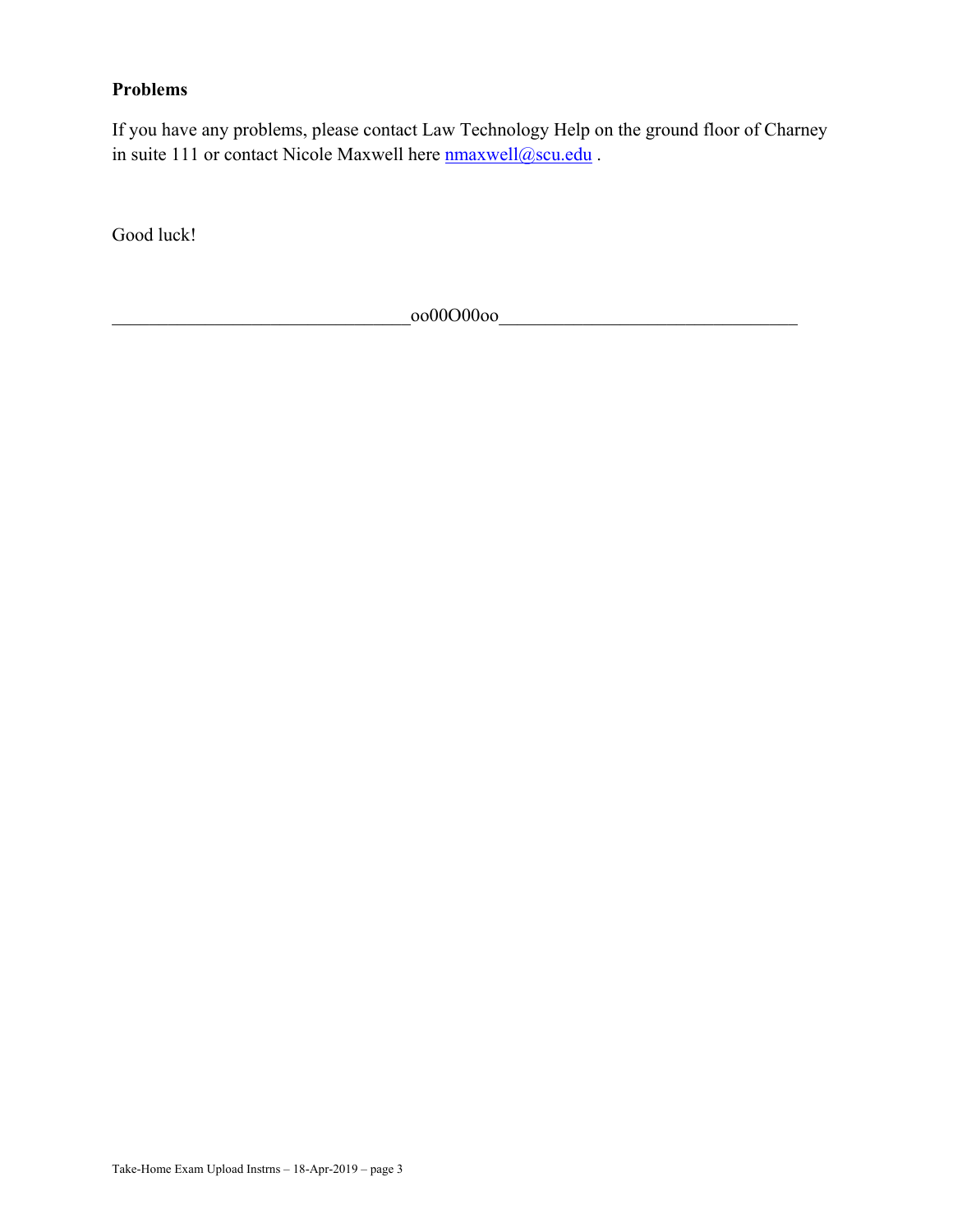**Problems**

If you have any problems, please contact Law Technology Help on the ground floor of Charney in suite 111 or contact Nicole Maxwell here nmaxwell@scu.edu .

Good luck!

\_\_\_\_\_\_\_\_\_\_\_\_\_\_\_\_\_\_\_\_\_\_\_\_\_\_\_\_\_\_\_\_oo00O00oo\_\_\_\_\_\_\_\_\_\_\_\_\_\_\_\_\_\_\_\_\_\_\_\_\_\_\_\_\_\_\_\_